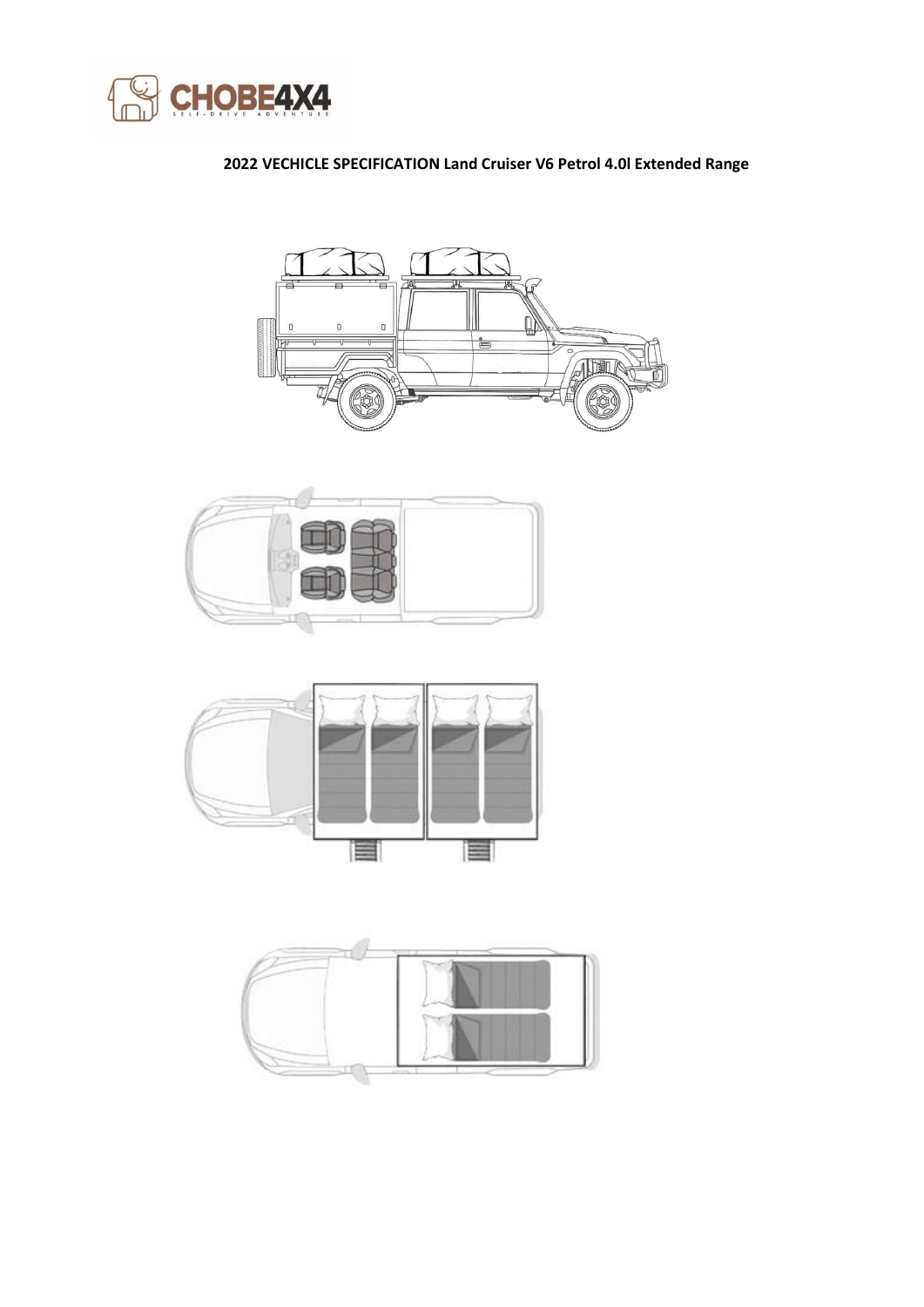**2022 VECHICLE SPECIFICATION Land Cruiser V6 Petrol 4.0l Extended Range**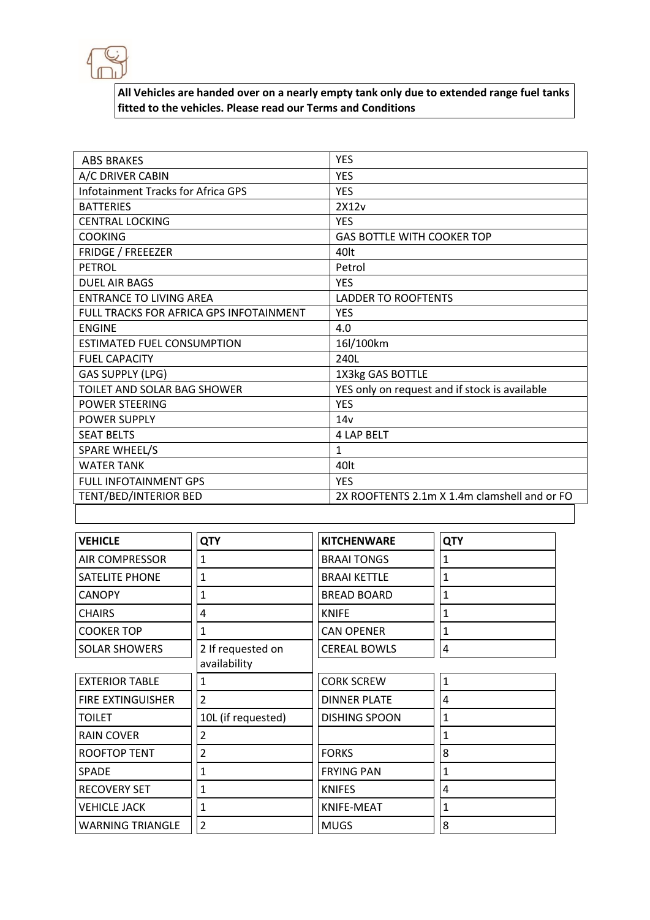**All Vehicles are handed over on a nearly empty tank only due to extended range fuel tanks fitted to the vehicles. Please read our Terms and Conditions**

| | |
|---|---|
| ABS BRAKES | YES |
| A/C DRIVER CABIN | YES |
| Infotainment Tracks for Africa GPS | YES |
| BATTERIES | 2X12v |
| CENTRAL LOCKING | YES |
| COOKING | GAS BOTTLE WITH COOKER TOP |
| FRIDGE / FREEEZER | 40lt |
| PETROL | Petrol |
| DUEL AIR BAGS | YES |
| ENTRANCE TO LIVING AREA | LADDER TO ROOFTENTS |
| FULL TRACKS FOR AFRICA GPS INFOTAINMENT | YES |
| ENGINE | 4.0 |
| ESTIMATED FUEL CONSUMPTION | 16l/100km |
| FUEL CAPACITY | 240L |
| GAS SUPPLY (LPG) | 1X3kg GAS BOTTLE |
| TOILET AND SOLAR BAG SHOWER | YES only on request and if stock is available |
| POWER STEERING | YES |
| POWER SUPPLY | 14v |
| SEAT BELTS | 4 LAP BELT |
| SPARE WHEEL/S | 1 |
| WATER TANK | 40lt |
| FULL INFOTAINMENT GPS | YES |
| TENT/BED/INTERIOR BED | 2X ROOFTENTS 2.1m X 1.4m clamshell and or FO |

| VEHICLE | QTY | KITCHENWARE | QTY |
|---|---|---|---|
| AIR COMPRESSOR | 1 | BRAAI TONGS | 1 |
| SATELITE PHONE | 1 | BRAAI KETTLE | 1 |
| CANOPY | 1 | BREAD BOARD | 1 |
| CHAIRS | 4 | KNIFE | 1 |
| COOKER TOP | 1 | CAN OPENER | 1 |
| SOLAR SHOWERS | 2 If requested on availability | CEREAL BOWLS | 4 |
| EXTERIOR TABLE | 1 | CORK SCREW | 1 |
| FIRE EXTINGUISHER | 2 | DINNER PLATE | 4 |
| TOILET | 10L (if requested) | DISHING SPOON | 1 |
| RAIN COVER | 2 | | 1 |
| ROOFTOP TENT | 2 | FORKS | 8 |
| SPADE | 1 | FRYING PAN | 1 |
| RECOVERY SET | 1 | KNIFES | 4 |
| VEHICLE JACK | 1 | KNIFE-MEAT | 1 |
| WARNING TRIANGLE | 2 | MUGS | 8 |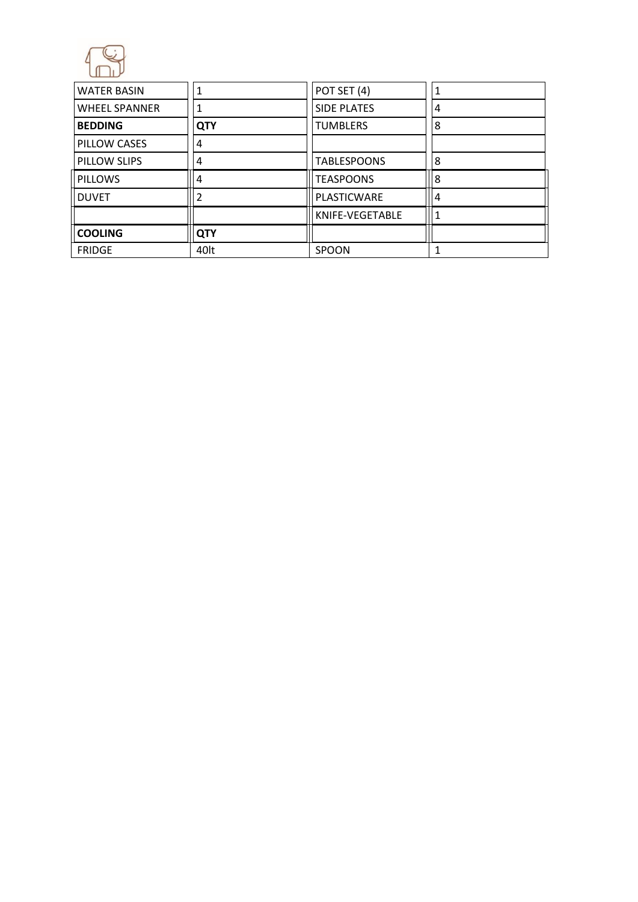| | | | |
|---|---|---|---|
| WATER BASIN | 1 | POT SET (4) | 1 |
| WHEEL SPANNER | 1 | SIDE PLATES | 4 |
| **BEDDING** | **QTY** | TUMBLERS | 8 |
| PILLOW CASES | 4 | | |
| PILLOW SLIPS | 4 | TABLESPOONS | 8 |
| PILLOWS | 4 | TEASPOONS | 8 |
| DUVET | 2 | PLASTICWARE | 4 |
| | | KNIFE-VEGETABLE | 1 |
| **COOLING** | **QTY** | | |
| FRIDGE | 40lt | SPOON | 1 |